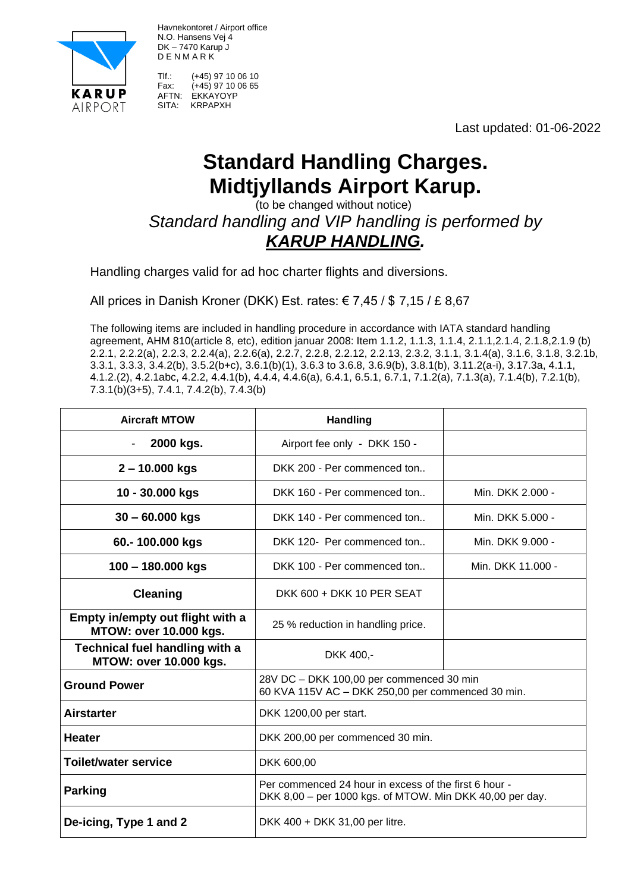KARUP AIRPORT

Havnekontoret / Airport office
N.O. Hansens Vej 4
DK – 7470 Karup J
D E N M A R K

Tlf.: (+45) 97 10 06 10
Fax: (+45) 97 10 06 65
AFTN: EKKAYOYP
SITA: KRPAPXH

Last updated: 01-06-2022

# Standard Handling Charges. Midtjyllands Airport Karup.

(to be changed without notice)

*Standard handling and VIP handling is performed by* ***KARUP HANDLING.***

Handling charges valid for ad hoc charter flights and diversions.

All prices in Danish Kroner (DKK) Est. rates: € 7,45 / $ 7,15 / £ 8,67

The following items are included in handling procedure in accordance with IATA standard handling agreement, AHM 810(article 8, etc), edition januar 2008: Item 1.1.2, 1.1.3, 1.1.4, 2.1.1,2.1.4, 2.1.8,2.1.9 (b) 2.2.1, 2.2.2(a), 2.2.3, 2.2.4(a), 2.2.6(a), 2.2.7, 2.2.8, 2.2.12, 2.2.13, 2.3.2, 3.1.1, 3.1.4(a), 3.1.6, 3.1.8, 3.2.1b, 3.3.1, 3.3.3, 3.4.2(b), 3.5.2(b+c), 3.6.1(b)(1), 3.6.3 to 3.6.8, 3.6.9(b), 3.8.1(b), 3.11.2(a-i), 3.17.3a, 4.1.1, 4.1.2.(2), 4.2.1abc, 4.2.2, 4.4.1(b), 4.4.4, 4.4.6(a), 6.4.1, 6.5.1, 6.7.1, 7.1.2(a), 7.1.3(a), 7.1.4(b), 7.2.1(b), 7.3.1(b)(3+5), 7.4.1, 7.4.2(b), 7.4.3(b)

| Aircraft MTOW | Handling | |
|---|---|---|
| - 2000 kgs. | Airport fee only - DKK 150 - | |
| 2 – 10.000 kgs | DKK 200 - Per commenced ton.. | |
| 10 - 30.000 kgs | DKK 160 - Per commenced ton.. | Min. DKK 2.000 - |
| 30 – 60.000 kgs | DKK 140 - Per commenced ton.. | Min. DKK 5.000 - |
| 60.- 100.000 kgs | DKK 120- Per commenced ton.. | Min. DKK 9.000 - |
| 100 – 180.000 kgs | DKK 100 - Per commenced ton.. | Min. DKK 11.000 - |
| Cleaning | DKK 600 + DKK 10 PER SEAT | |
| Empty in/empty out flight with a MTOW: over 10.000 kgs. | 25 % reduction in handling price. | |
| Technical fuel handling with a MTOW: over 10.000 kgs. | DKK 400,- | |
| Ground Power | 28V DC – DKK 100,00 per commenced 30 min<br>60 KVA 115V AC – DKK 250,00 per commenced 30 min. | |
| Airstarter | DKK 1200,00 per start. | |
| Heater | DKK 200,00 per commenced 30 min. | |
| Toilet/water service | DKK 600,00 | |
| Parking | Per commenced 24 hour in excess of the first 6 hour -<br>DKK 8,00 – per 1000 kgs. of MTOW. Min DKK 40,00 per day. | |
| De-icing, Type 1 and 2 | DKK 400 + DKK 31,00 per litre. | |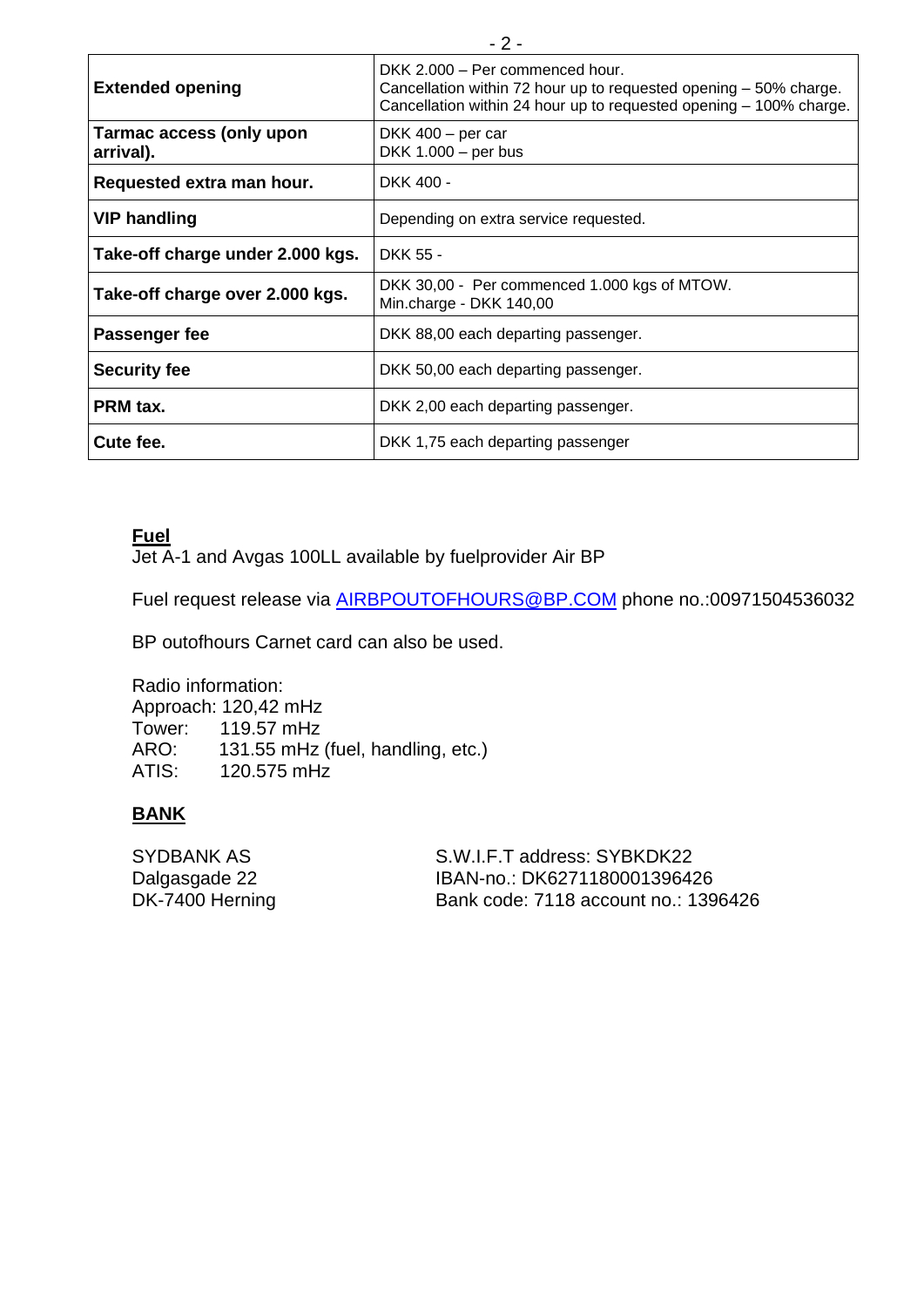| | |
|---|---|
| **Extended opening** | DKK 2.000 – Per commenced hour.<br>Cancellation within 72 hour up to requested opening – 50% charge.<br>Cancellation within 24 hour up to requested opening – 100% charge. |
| **Tarmac access (only upon arrival).** | DKK 400 – per car<br>DKK 1.000 – per bus |
| **Requested extra man hour.** | DKK 400 - |
| **VIP handling** | Depending on extra service requested. |
| **Take-off charge under 2.000 kgs.** | DKK 55 - |
| **Take-off charge over 2.000 kgs.** | DKK 30,00 - Per commenced 1.000 kgs of MTOW.<br>Min.charge - DKK 140,00 |
| **Passenger fee** | DKK 88,00 each departing passenger. |
| **Security fee** | DKK 50,00 each departing passenger. |
| **PRM tax.** | DKK 2,00 each departing passenger. |
| **Cute fee.** | DKK 1,75 each departing passenger |

**Fuel**

Jet A-1 and Avgas 100LL available by fuelprovider Air BP

Fuel request release via AIRBPOUTOFHOURS@BP.COM phone no.:00971504536032

BP outofhours Carnet card can also be used.

Radio information:
Approach: 120,42 mHz
Tower: 119.57 mHz
ARO: 131.55 mHz (fuel, handling, etc.)
ATIS: 120.575 mHz

**BANK**

SYDBANK AS
Dalgasgade 22
DK-7400 Herning

S.W.I.F.T address: SYBKDK22
IBAN-no.: DK6271180001396426
Bank code: 7118 account no.: 1396426